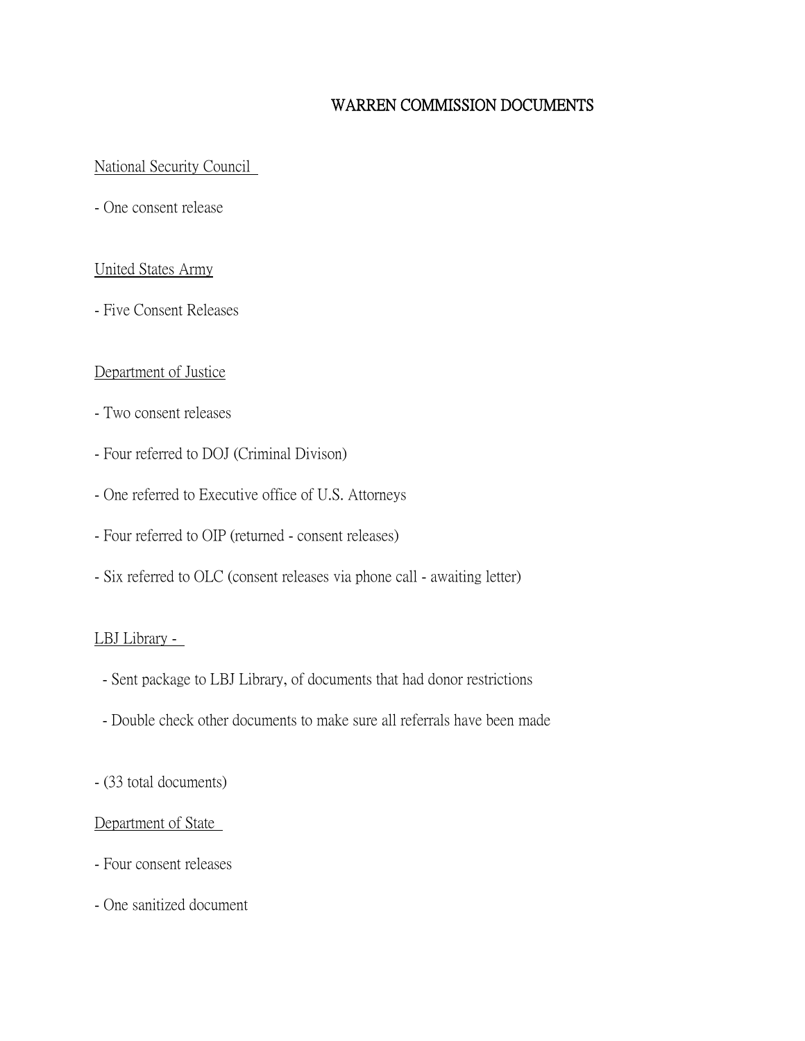# WARREN COMMISSION DOCUMENTS

National Security Council

- One consent release

United States Army

- Five Consent Releases

Department of Justice

- Two consent releases
- Four referred to DOJ (Criminal Divison)
- One referred to Executive office of U.S. Attorneys
- Four referred to OIP (returned - consent releases)
- Six referred to OLC (consent releases via phone call - awaiting letter)

LBJ Library -

- Sent package to LBJ Library, of documents that had donor restrictions
- Double check other documents to make sure all referrals have been made

- (33 total documents)

Department of State

- Four consent releases
- One sanitized document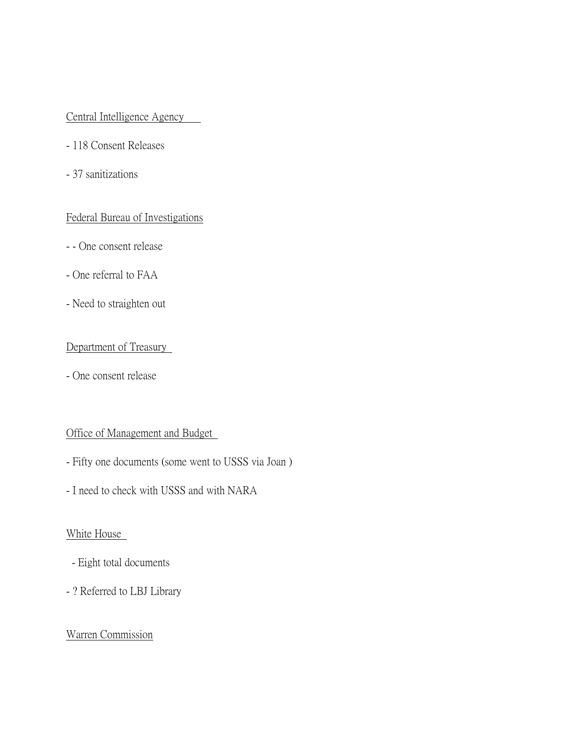Central Intelligence Agency

- 118 Consent Releases
- 37 sanitizations

Federal Bureau of Investigations

- - One consent release
- One referral to FAA
- Need to straighten out

Department of Treasury

- One consent release

Office of Management and Budget

- Fifty one documents (some went to USSS via Joan )
- I need to check with USSS and with NARA

White House

- Eight total documents
- ? Referred to LBJ Library

Warren Commission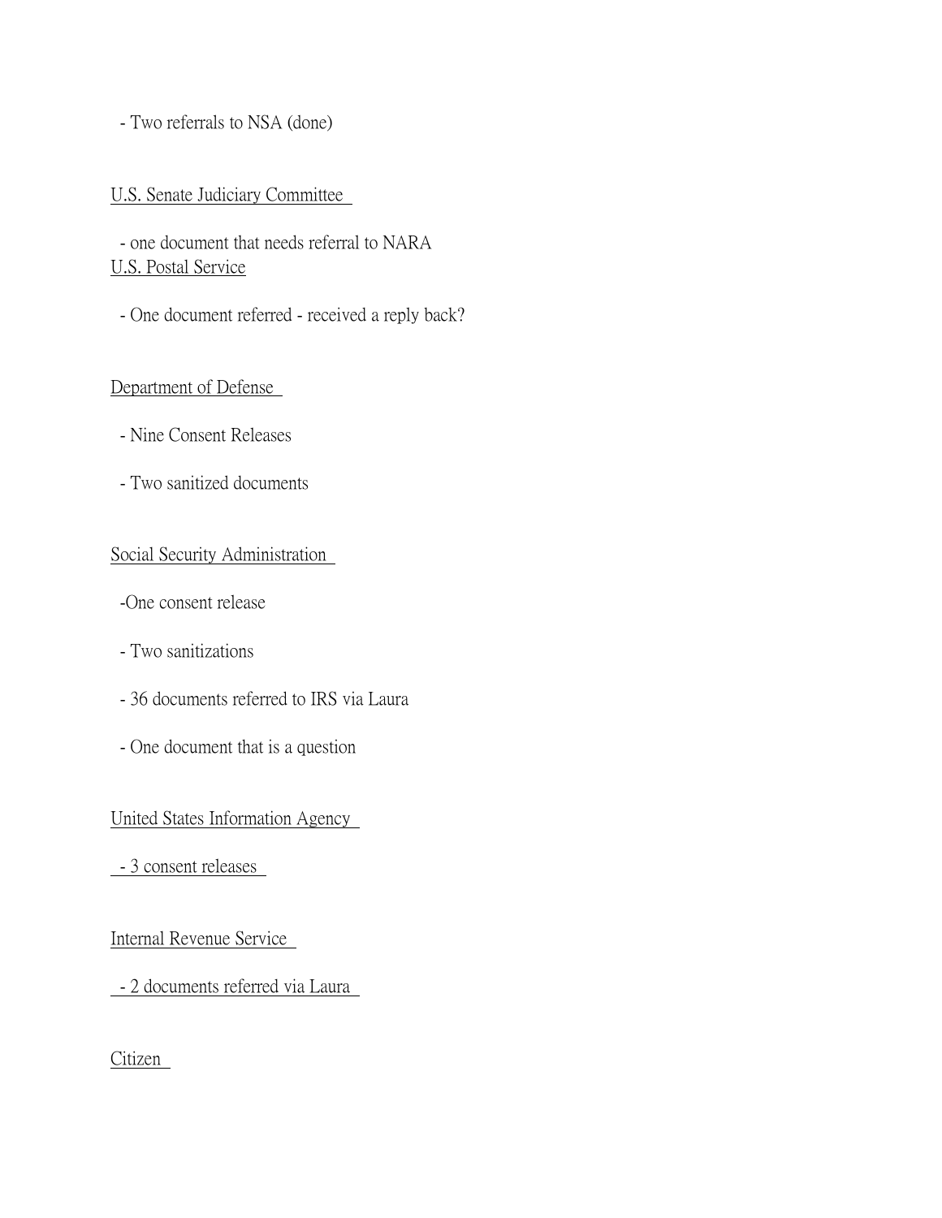- Two referrals to NSA (done)

U.S. Senate Judiciary Committee

- one document that needs referral to NARA

U.S. Postal Service

- One document referred - received a reply back?

Department of Defense

- Nine Consent Releases
- Two sanitized documents

Social Security Administration

- One consent release
- Two sanitizations
- 36 documents referred to IRS via Laura
- One document that is a question

United States Information Agency

- 3 consent releases

Internal Revenue Service

- 2 documents referred via Laura

Citizen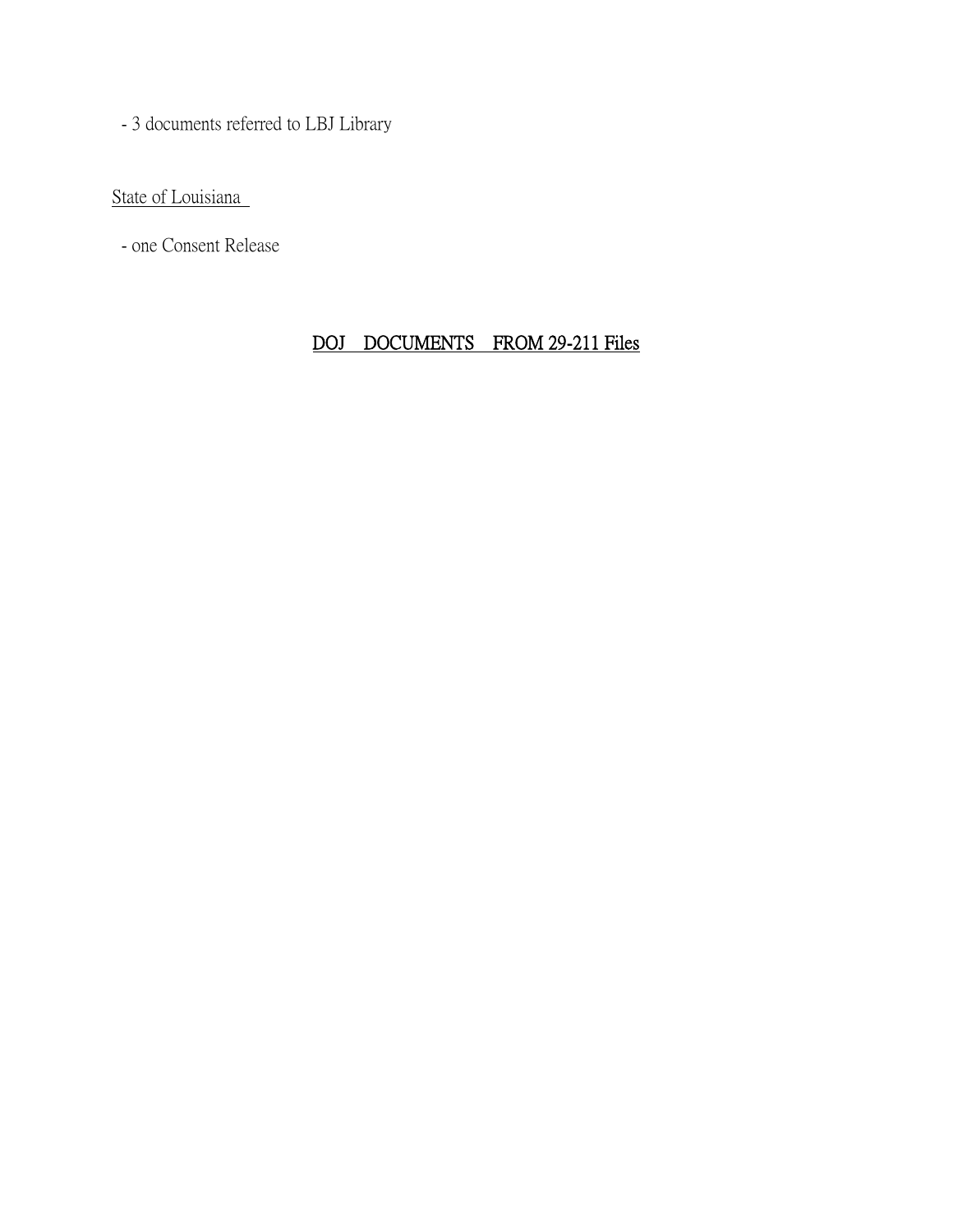- 3 documents referred to LBJ Library

<u>State of Louisiana</u>

- one Consent Release

## <u>DOJ DOCUMENTS FROM 29-211 Files</u>